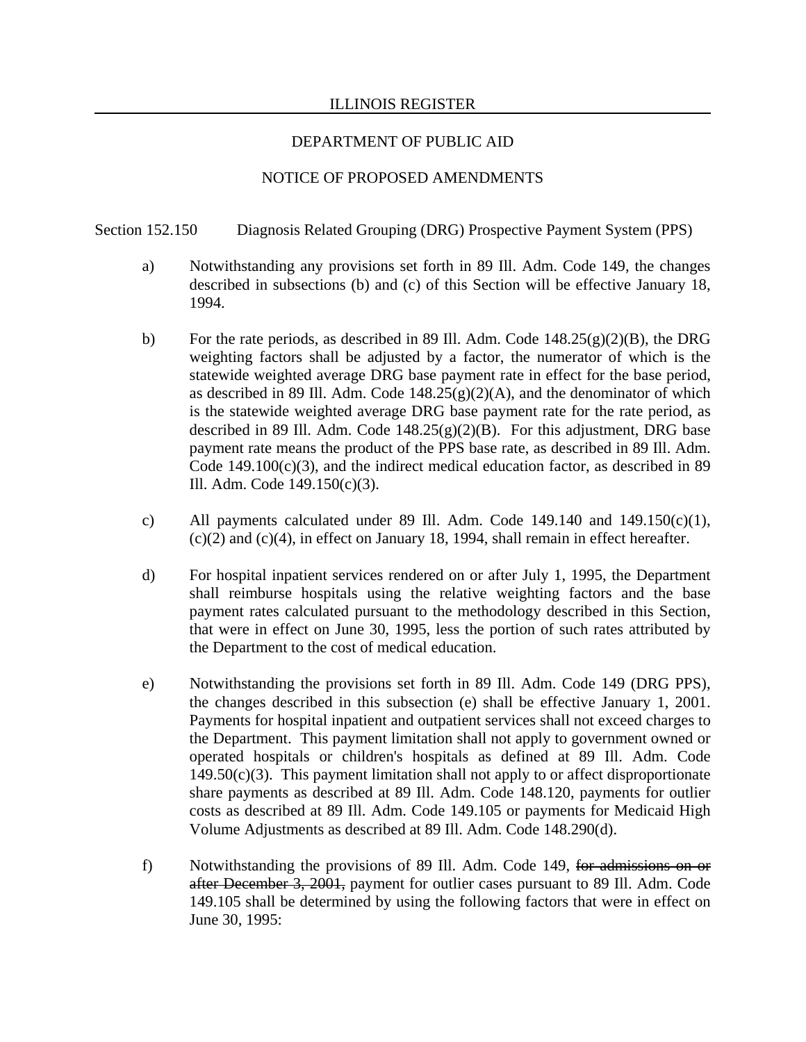Section 152.150 Diagnosis Related Grouping (DRG) Prospective Payment System (PPS)

a) Notwithstanding any provisions set forth in 89 Ill. Adm. Code 149, the changes described in subsections (b) and (c) of this Section will be effective January 18, 1994.

b) For the rate periods, as described in 89 Ill. Adm. Code 148.25(g)(2)(B), the DRG weighting factors shall be adjusted by a factor, the numerator of which is the statewide weighted average DRG base payment rate in effect for the base period, as described in 89 Ill. Adm. Code 148.25(g)(2)(A), and the denominator of which is the statewide weighted average DRG base payment rate for the rate period, as described in 89 Ill. Adm. Code 148.25(g)(2)(B). For this adjustment, DRG base payment rate means the product of the PPS base rate, as described in 89 Ill. Adm. Code 149.100(c)(3), and the indirect medical education factor, as described in 89 Ill. Adm. Code 149.150(c)(3).

c) All payments calculated under 89 Ill. Adm. Code 149.140 and 149.150(c)(1), (c)(2) and (c)(4), in effect on January 18, 1994, shall remain in effect hereafter.

d) For hospital inpatient services rendered on or after July 1, 1995, the Department shall reimburse hospitals using the relative weighting factors and the base payment rates calculated pursuant to the methodology described in this Section, that were in effect on June 30, 1995, less the portion of such rates attributed by the Department to the cost of medical education.

e) Notwithstanding the provisions set forth in 89 Ill. Adm. Code 149 (DRG PPS), the changes described in this subsection (e) shall be effective January 1, 2001. Payments for hospital inpatient and outpatient services shall not exceed charges to the Department. This payment limitation shall not apply to government owned or operated hospitals or children's hospitals as defined at 89 Ill. Adm. Code 149.50(c)(3). This payment limitation shall not apply to or affect disproportionate share payments as described at 89 Ill. Adm. Code 148.120, payments for outlier costs as described at 89 Ill. Adm. Code 149.105 or payments for Medicaid High Volume Adjustments as described at 89 Ill. Adm. Code 148.290(d).

f) Notwithstanding the provisions of 89 Ill. Adm. Code 149, ~~for admissions on or after December 3, 2001,~~ payment for outlier cases pursuant to 89 Ill. Adm. Code 149.105 shall be determined by using the following factors that were in effect on June 30, 1995: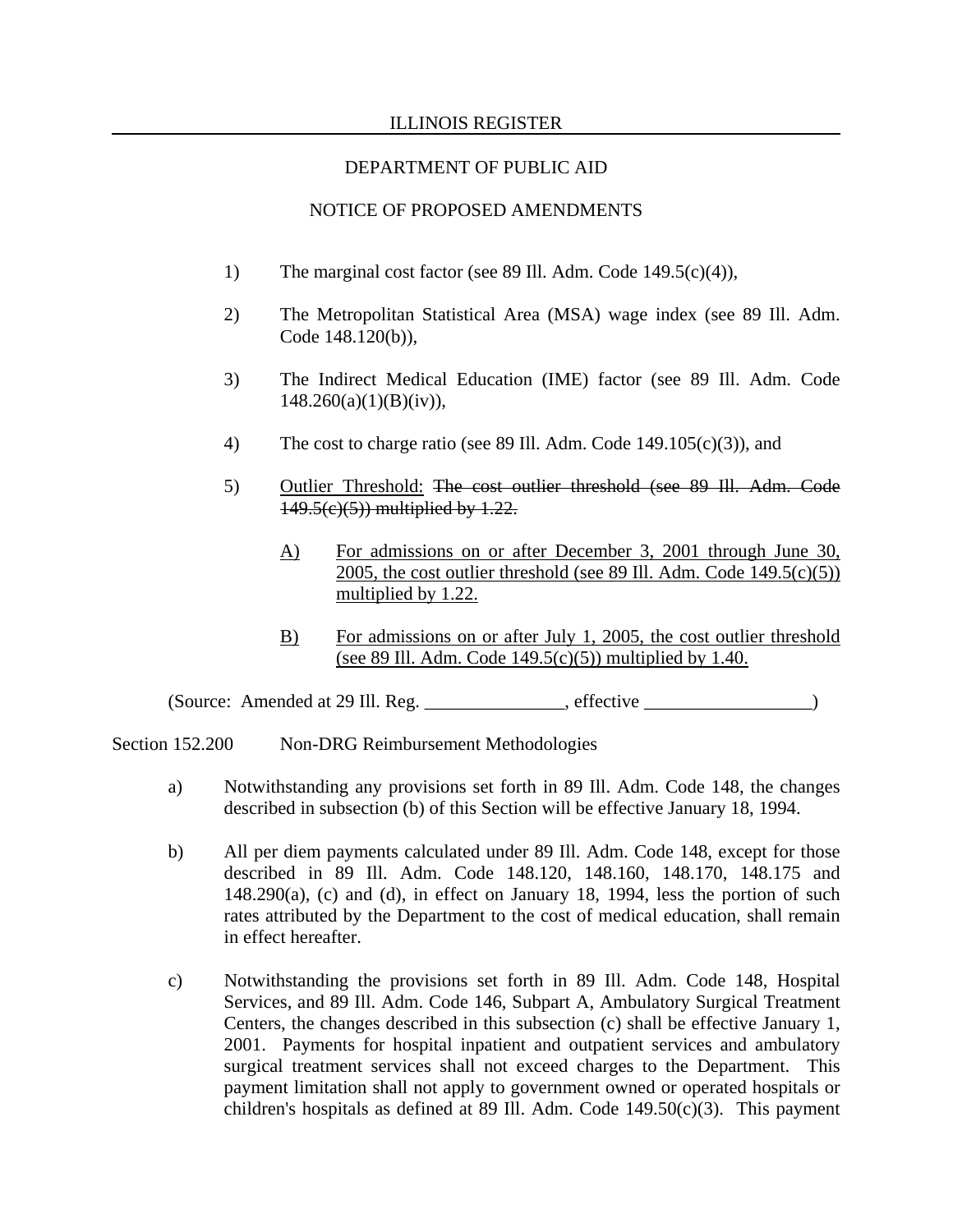1) The marginal cost factor (see 89 Ill. Adm. Code 149.5(c)(4)),

2) The Metropolitan Statistical Area (MSA) wage index (see 89 Ill. Adm. Code 148.120(b)),

3) The Indirect Medical Education (IME) factor (see 89 Ill. Adm. Code 148.260(a)(1)(B)(iv)),

4) The cost to charge ratio (see 89 Ill. Adm. Code 149.105(c)(3)), and

5) <u>Outlier Threshold:</u> ~~The cost outlier threshold (see 89 Ill. Adm. Code 149.5(c)(5)) multiplied by 1.22.~~

   <u>A)</u> <u>For admissions on or after December 3, 2001 through June 30, 2005, the cost outlier threshold (see 89 Ill. Adm. Code 149.5(c)(5)) multiplied by 1.22.</u>

   <u>B)</u> <u>For admissions on or after July 1, 2005, the cost outlier threshold (see 89 Ill. Adm. Code 149.5(c)(5)) multiplied by 1.40.</u>

(Source: Amended at 29 Ill. Reg. _______________, effective __________________)

Section 152.200 Non-DRG Reimbursement Methodologies

a) Notwithstanding any provisions set forth in 89 Ill. Adm. Code 148, the changes described in subsection (b) of this Section will be effective January 18, 1994.

b) All per diem payments calculated under 89 Ill. Adm. Code 148, except for those described in 89 Ill. Adm. Code 148.120, 148.160, 148.170, 148.175 and 148.290(a), (c) and (d), in effect on January 18, 1994, less the portion of such rates attributed by the Department to the cost of medical education, shall remain in effect hereafter.

c) Notwithstanding the provisions set forth in 89 Ill. Adm. Code 148, Hospital Services, and 89 Ill. Adm. Code 146, Subpart A, Ambulatory Surgical Treatment Centers, the changes described in this subsection (c) shall be effective January 1, 2001. Payments for hospital inpatient and outpatient services and ambulatory surgical treatment services shall not exceed charges to the Department. This payment limitation shall not apply to government owned or operated hospitals or children's hospitals as defined at 89 Ill. Adm. Code 149.50(c)(3). This payment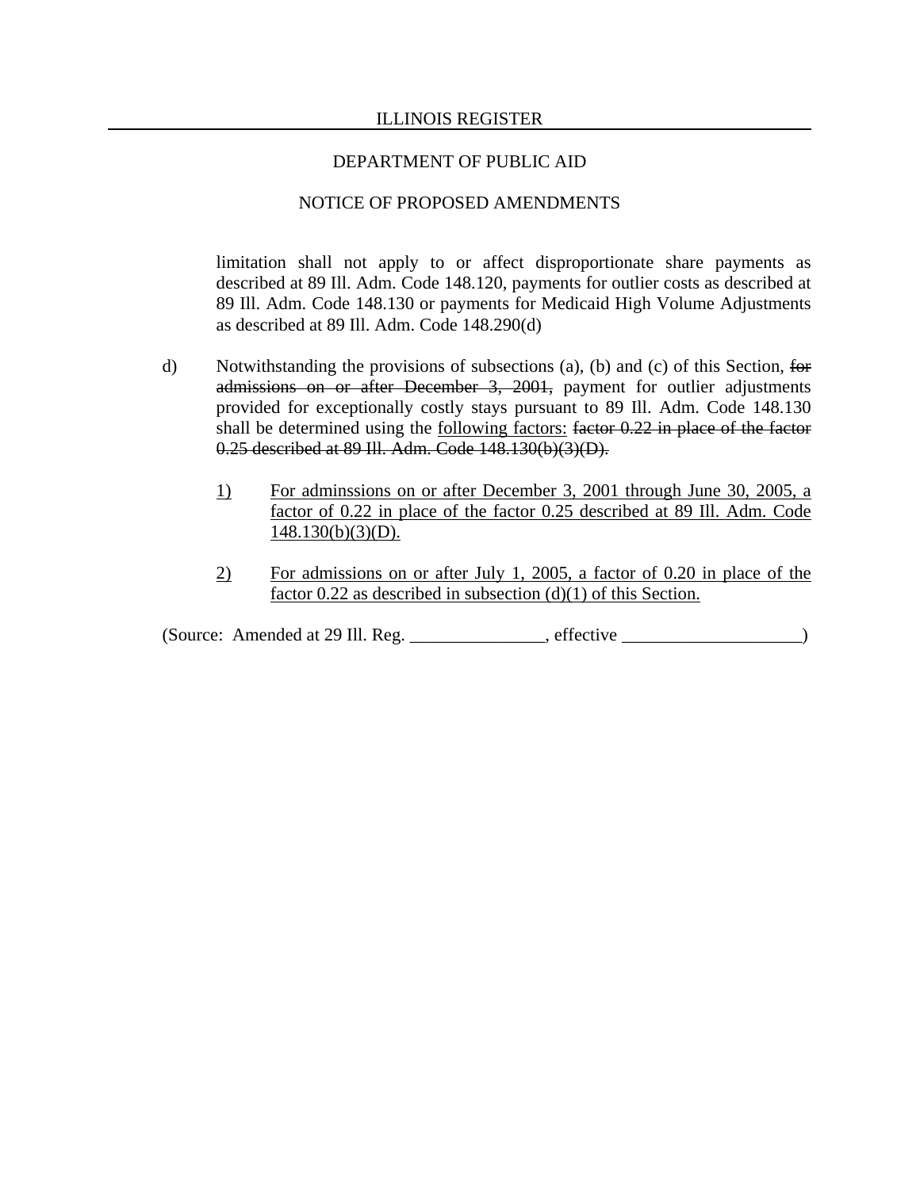limitation shall not apply to or affect disproportionate share payments as described at 89 Ill. Adm. Code 148.120, payments for outlier costs as described at 89 Ill. Adm. Code 148.130 or payments for Medicaid High Volume Adjustments as described at 89 Ill. Adm. Code 148.290(d)

d) Notwithstanding the provisions of subsections (a), (b) and (c) of this Section, ~~for admissions on or after December 3, 2001,~~ payment for outlier adjustments provided for exceptionally costly stays pursuant to 89 Ill. Adm. Code 148.130 shall be determined using the following factors: ~~factor 0.22 in place of the factor 0.25 described at 89 Ill. Adm. Code 148.130(b)(3)(D).~~

   1) For adminssions on or after December 3, 2001 through June 30, 2005, a factor of 0.22 in place of the factor 0.25 described at 89 Ill. Adm. Code 148.130(b)(3)(D).

   2) For admissions on or after July 1, 2005, a factor of 0.20 in place of the factor 0.22 as described in subsection (d)(1) of this Section.

(Source: Amended at 29 Ill. Reg. _______________, effective ____________________)